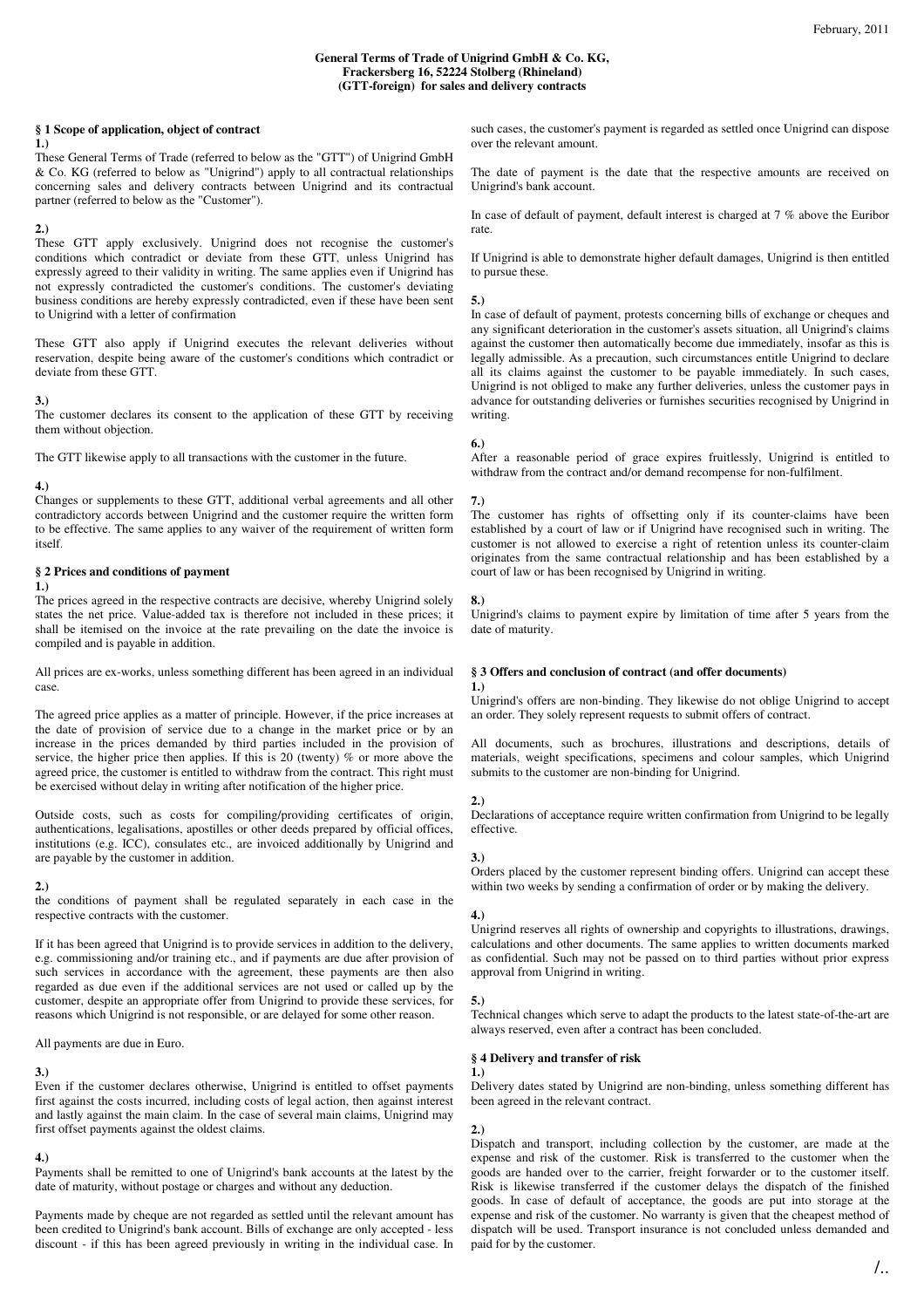# General Terms of Trade of Unigrind GmbH & Co. KG, Frackersberg 16, 52224 Stolberg (Rhineland) (GTT-foreign) for sales and delivery contracts

February, 2011

## § 1 Scope of application, object of contract

**1.)**

These General Terms of Trade (referred to below as the "GTT") of Unigrind GmbH & Co. KG (referred to below as "Unigrind") apply to all contractual relationships concerning sales and delivery contracts between Unigrind and its contractual partner (referred to below as the "Customer").

**2.)**

These GTT apply exclusively. Unigrind does not recognise the customer's conditions which contradict or deviate from these GTT, unless Unigrind has expressly agreed to their validity in writing. The same applies even if Unigrind has not expressly contradicted the customer's conditions. The customer's deviating business conditions are hereby expressly contradicted, even if these have been sent to Unigrind with a letter of confirmation

These GTT also apply if Unigrind executes the relevant deliveries without reservation, despite being aware of the customer's conditions which contradict or deviate from these GTT.

**3.)**

The customer declares its consent to the application of these GTT by receiving them without objection.

The GTT likewise apply to all transactions with the customer in the future.

**4.)**

Changes or supplements to these GTT, additional verbal agreements and all other contradictory accords between Unigrind and the customer require the written form to be effective. The same applies to any waiver of the requirement of written form itself.

## § 2 Prices and conditions of payment

**1.)**

The prices agreed in the respective contracts are decisive, whereby Unigrind solely states the net price. Value-added tax is therefore not included in these prices; it shall be itemised on the invoice at the rate prevailing on the date the invoice is compiled and is payable in addition.

All prices are ex-works, unless something different has been agreed in an individual case.

The agreed price applies as a matter of principle. However, if the price increases at the date of provision of service due to a change in the market price or by an increase in the prices demanded by third parties included in the provision of service, the higher price then applies. If this is 20 (twenty) % or more above the agreed price, the customer is entitled to withdraw from the contract. This right must be exercised without delay in writing after notification of the higher price.

Outside costs, such as costs for compiling/providing certificates of origin, authentications, legalisations, apostilles or other deeds prepared by official offices, institutions (e.g. ICC), consulates etc., are invoiced additionally by Unigrind and are payable by the customer in addition.

**2.)**

the conditions of payment shall be regulated separately in each case in the respective contracts with the customer.

If it has been agreed that Unigrind is to provide services in addition to the delivery, e.g. commissioning and/or training etc., and if payments are due after provision of such services in accordance with the agreement, these payments are then also regarded as due even if the additional services are not used or called up by the customer, despite an appropriate offer from Unigrind to provide these services, for reasons which Unigrind is not responsible, or are delayed for some other reason.

All payments are due in Euro.

**3.)**

Even if the customer declares otherwise, Unigrind is entitled to offset payments first against the costs incurred, including costs of legal action, then against interest and lastly against the main claim. In the case of several main claims, Unigrind may first offset payments against the oldest claims.

**4.)**

Payments shall be remitted to one of Unigrind's bank accounts at the latest by the date of maturity, without postage or charges and without any deduction.

Payments made by cheque are not regarded as settled until the relevant amount has been credited to Unigrind's bank account. Bills of exchange are only accepted - less discount - if this has been agreed previously in writing in the individual case. In such cases, the customer's payment is regarded as settled once Unigrind can dispose over the relevant amount.

The date of payment is the date that the respective amounts are received on Unigrind's bank account.

In case of default of payment, default interest is charged at 7 % above the Euribor rate.

If Unigrind is able to demonstrate higher default damages, Unigrind is then entitled to pursue these.

**5.)**

In case of default of payment, protests concerning bills of exchange or cheques and any significant deterioration in the customer's assets situation, all Unigrind's claims against the customer then automatically become due immediately, insofar as this is legally admissible. As a precaution, such circumstances entitle Unigrind to declare all its claims against the customer to be payable immediately. In such cases, Unigrind is not obliged to make any further deliveries, unless the customer pays in advance for outstanding deliveries or furnishes securities recognised by Unigrind in writing.

**6.)**

After a reasonable period of grace expires fruitlessly, Unigrind is entitled to withdraw from the contract and/or demand recompense for non-fulfilment.

**7.)**

The customer has rights of offsetting only if its counter-claims have been established by a court of law or if Unigrind have recognised such in writing. The customer is not allowed to exercise a right of retention unless its counter-claim originates from the same contractual relationship and has been established by a court of law or has been recognised by Unigrind in writing.

**8.)**

Unigrind's claims to payment expire by limitation of time after 5 years from the date of maturity.

## § 3 Offers and conclusion of contract (and offer documents)

**1.)**

Unigrind's offers are non-binding. They likewise do not oblige Unigrind to accept an order. They solely represent requests to submit offers of contract.

All documents, such as brochures, illustrations and descriptions, details of materials, weight specifications, specimens and colour samples, which Unigrind submits to the customer are non-binding for Unigrind.

**2.)**

Declarations of acceptance require written confirmation from Unigrind to be legally effective.

**3.)**

Orders placed by the customer represent binding offers. Unigrind can accept these within two weeks by sending a confirmation of order or by making the delivery.

**4.)**

Unigrind reserves all rights of ownership and copyrights to illustrations, drawings, calculations and other documents. The same applies to written documents marked as confidential. Such may not be passed on to third parties without prior express approval from Unigrind in writing.

**5.)**

Technical changes which serve to adapt the products to the latest state-of-the-art are always reserved, even after a contract has been concluded.

## § 4 Delivery and transfer of risk

**1.)**

Delivery dates stated by Unigrind are non-binding, unless something different has been agreed in the relevant contract.

**2.)**

Dispatch and transport, including collection by the customer, are made at the expense and risk of the customer. Risk is transferred to the customer when the goods are handed over to the carrier, freight forwarder or to the customer itself. Risk is likewise transferred if the customer delays the dispatch of the finished goods. In case of default of acceptance, the goods are put into storage at the expense and risk of the customer. No warranty is given that the cheapest method of dispatch will be used. Transport insurance is not concluded unless demanded and paid for by the customer.

/..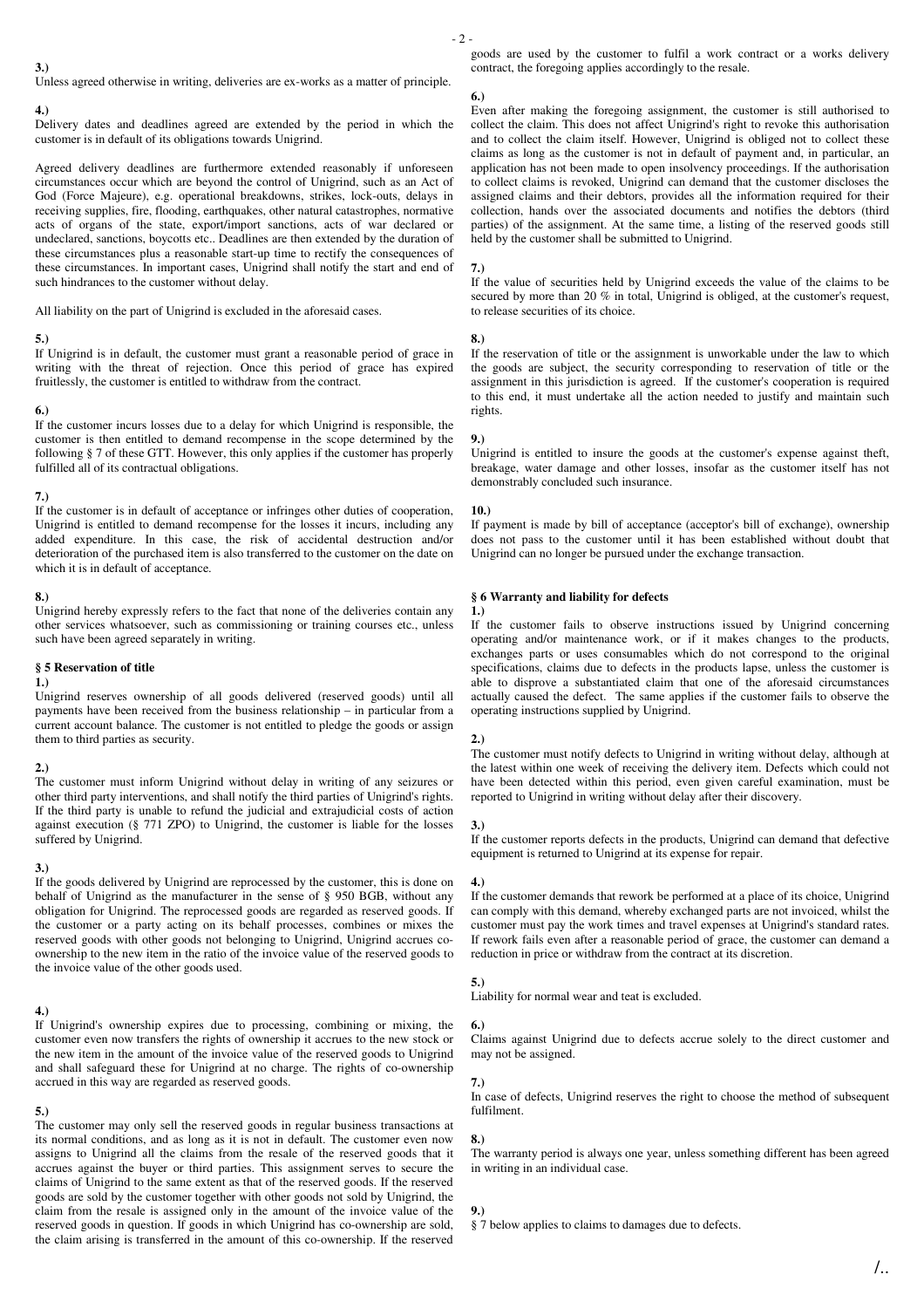**3.)**
Unless agreed otherwise in writing, deliveries are ex-works as a matter of principle.

**4.)**
Delivery dates and deadlines agreed are extended by the period in which the customer is in default of its obligations towards Unigrind.

Agreed delivery deadlines are furthermore extended reasonably if unforeseen circumstances occur which are beyond the control of Unigrind, such as an Act of God (Force Majeure), e.g. operational breakdowns, strikes, lock-outs, delays in receiving supplies, fire, flooding, earthquakes, other natural catastrophes, normative acts of organs of the state, export/import sanctions, acts of war declared or undeclared, sanctions, boycotts etc.. Deadlines are then extended by the duration of these circumstances plus a reasonable start-up time to rectify the consequences of these circumstances. In important cases, Unigrind shall notify the start and end of such hindrances to the customer without delay.

All liability on the part of Unigrind is excluded in the aforesaid cases.

**5.)**
If Unigrind is in default, the customer must grant a reasonable period of grace in writing with the threat of rejection. Once this period of grace has expired fruitlessly, the customer is entitled to withdraw from the contract.

**6.)**
If the customer incurs losses due to a delay for which Unigrind is responsible, the customer is then entitled to demand recompense in the scope determined by the following § 7 of these GTT. However, this only applies if the customer has properly fulfilled all of its contractual obligations.

**7.)**
If the customer is in default of acceptance or infringes other duties of cooperation, Unigrind is entitled to demand recompense for the losses it incurs, including any added expenditure. In this case, the risk of accidental destruction and/or deterioration of the purchased item is also transferred to the customer on the date on which it is in default of acceptance.

**8.)**
Unigrind hereby expressly refers to the fact that none of the deliveries contain any other services whatsoever, such as commissioning or training courses etc., unless such have been agreed separately in writing.

**§ 5 Reservation of title**

**1.)**
Unigrind reserves ownership of all goods delivered (reserved goods) until all payments have been received from the business relationship – in particular from a current account balance. The customer is not entitled to pledge the goods or assign them to third parties as security.

**2.)**
The customer must inform Unigrind without delay in writing of any seizures or other third party interventions, and shall notify the third parties of Unigrind's rights. If the third party is unable to refund the judicial and extrajudicial costs of action against execution (§ 771 ZPO) to Unigrind, the customer is liable for the losses suffered by Unigrind.

**3.)**
If the goods delivered by Unigrind are reprocessed by the customer, this is done on behalf of Unigrind as the manufacturer in the sense of § 950 BGB, without any obligation for Unigrind. The reprocessed goods are regarded as reserved goods. If the customer or a party acting on its behalf processes, combines or mixes the reserved goods with other goods not belonging to Unigrind, Unigrind accrues co-ownership to the new item in the ratio of the invoice value of the reserved goods to the invoice value of the other goods used.

**4.)**
If Unigrind's ownership expires due to processing, combining or mixing, the customer even now transfers the rights of ownership it accrues to the new stock or the new item in the amount of the invoice value of the reserved goods to Unigrind and shall safeguard these for Unigrind at no charge. The rights of co-ownership accrued in this way are regarded as reserved goods.

**5.)**
The customer may only sell the reserved goods in regular business transactions at its normal conditions, and as long as it is not in default. The customer even now assigns to Unigrind all the claims from the resale of the reserved goods that it accrues against the buyer or third parties. This assignment serves to secure the claims of Unigrind to the same extent as that of the reserved goods. If the reserved goods are sold by the customer together with other goods not sold by Unigrind, the claim from the resale is assigned only in the amount of the invoice value of the reserved goods in question. If goods in which Unigrind has co-ownership are sold, the claim arising is transferred in the amount of this co-ownership. If the reserved goods are used by the customer to fulfil a work contract or a works delivery contract, the foregoing applies accordingly to the resale.

**6.)**
Even after making the foregoing assignment, the customer is still authorised to collect the claim. This does not affect Unigrind's right to revoke this authorisation and to collect the claim itself. However, Unigrind is obliged not to collect these claims as long as the customer is not in default of payment and, in particular, an application has not been made to open insolvency proceedings. If the authorisation to collect claims is revoked, Unigrind can demand that the customer discloses the assigned claims and their debtors, provides all the information required for their collection, hands over the associated documents and notifies the debtors (third parties) of the assignment. At the same time, a listing of the reserved goods still held by the customer shall be submitted to Unigrind.

**7.)**
If the value of securities held by Unigrind exceeds the value of the claims to be secured by more than 20 % in total, Unigrind is obliged, at the customer's request, to release securities of its choice.

**8.)**
If the reservation of title or the assignment is unworkable under the law to which the goods are subject, the security corresponding to reservation of title or the assignment in this jurisdiction is agreed. If the customer's cooperation is required to this end, it must undertake all the action needed to justify and maintain such rights.

**9.)**
Unigrind is entitled to insure the goods at the customer's expense against theft, breakage, water damage and other losses, insofar as the customer itself has not demonstrably concluded such insurance.

**10.)**
If payment is made by bill of acceptance (acceptor's bill of exchange), ownership does not pass to the customer until it has been established without doubt that Unigrind can no longer be pursued under the exchange transaction.

**§ 6 Warranty and liability for defects**

**1.)**
If the customer fails to observe instructions issued by Unigrind concerning operating and/or maintenance work, or if it makes changes to the products, exchanges parts or uses consumables which do not correspond to the original specifications, claims due to defects in the products lapse, unless the customer is able to disprove a substantiated claim that one of the aforesaid circumstances actually caused the defect. The same applies if the customer fails to observe the operating instructions supplied by Unigrind.

**2.)**
The customer must notify defects to Unigrind in writing without delay, although at the latest within one week of receiving the delivery item. Defects which could not have been detected within this period, even given careful examination, must be reported to Unigrind in writing without delay after their discovery.

**3.)**
If the customer reports defects in the products, Unigrind can demand that defective equipment is returned to Unigrind at its expense for repair.

**4.)**
If the customer demands that rework be performed at a place of its choice, Unigrind can comply with this demand, whereby exchanged parts are not invoiced, whilst the customer must pay the work times and travel expenses at Unigrind's standard rates. If rework fails even after a reasonable period of grace, the customer can demand a reduction in price or withdraw from the contract at its discretion.

**5.)**
Liability for normal wear and teat is excluded.

**6.)**
Claims against Unigrind due to defects accrue solely to the direct customer and may not be assigned.

**7.)**
In case of defects, Unigrind reserves the right to choose the method of subsequent fulfilment.

**8.)**
The warranty period is always one year, unless something different has been agreed in writing in an individual case.

**9.)**
§ 7 below applies to claims to damages due to defects.

/..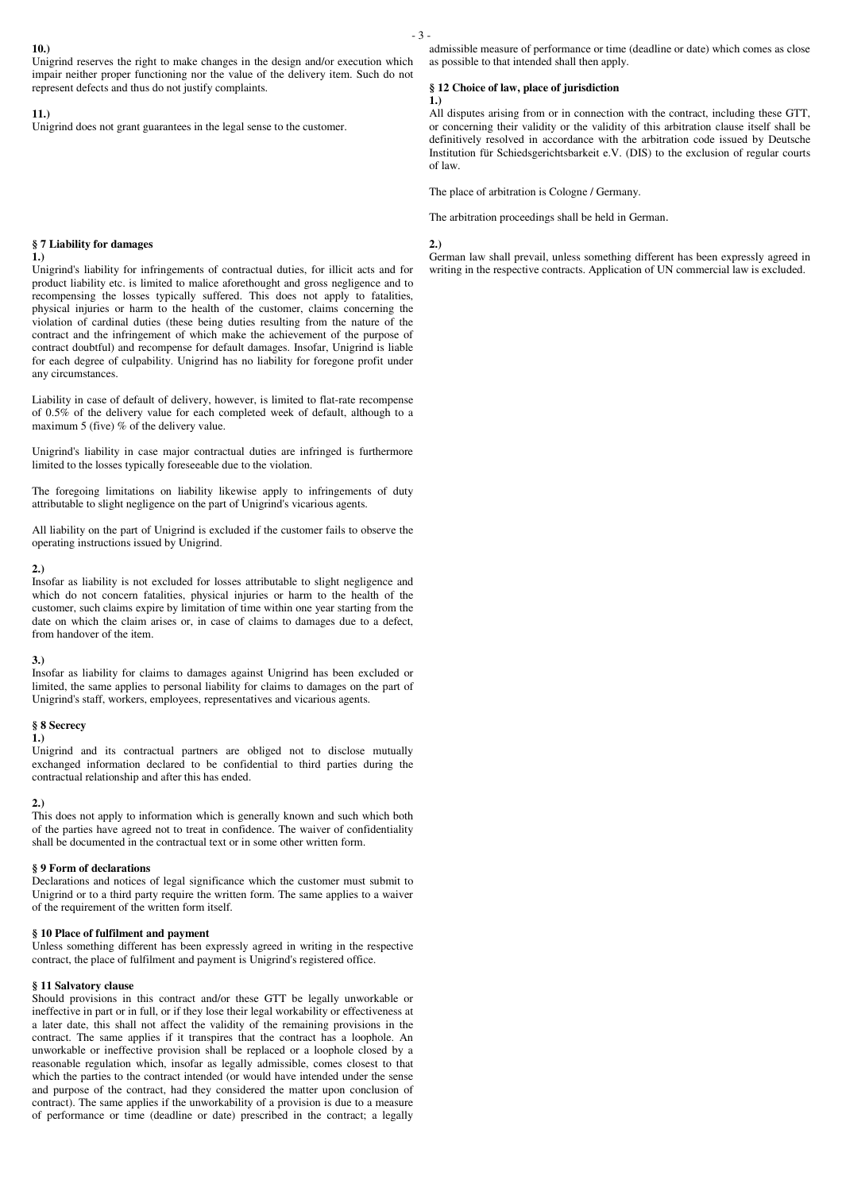**10.)**
Unigrind reserves the right to make changes in the design and/or execution which impair neither proper functioning nor the value of the delivery item. Such do not represent defects and thus do not justify complaints.

**11.)**
Unigrind does not grant guarantees in the legal sense to the customer.

### § 7 Liability for damages

**1.)**
Unigrind's liability for infringements of contractual duties, for illicit acts and for product liability etc. is limited to malice aforethought and gross negligence and to recompensing the losses typically suffered. This does not apply to fatalities, physical injuries or harm to the health of the customer, claims concerning the violation of cardinal duties (these being duties resulting from the nature of the contract and the infringement of which make the achievement of the purpose of contract doubtful) and recompense for default damages. Insofar, Unigrind is liable for each degree of culpability. Unigrind has no liability for foregone profit under any circumstances.

Liability in case of default of delivery, however, is limited to flat-rate recompense of 0.5% of the delivery value for each completed week of default, although to a maximum 5 (five) % of the delivery value.

Unigrind's liability in case major contractual duties are infringed is furthermore limited to the losses typically foreseeable due to the violation.

The foregoing limitations on liability likewise apply to infringements of duty attributable to slight negligence on the part of Unigrind's vicarious agents.

All liability on the part of Unigrind is excluded if the customer fails to observe the operating instructions issued by Unigrind.

**2.)**
Insofar as liability is not excluded for losses attributable to slight negligence and which do not concern fatalities, physical injuries or harm to the health of the customer, such claims expire by limitation of time within one year starting from the date on which the claim arises or, in case of claims to damages due to a defect, from handover of the item.

**3.)**
Insofar as liability for claims to damages against Unigrind has been excluded or limited, the same applies to personal liability for claims to damages on the part of Unigrind's staff, workers, employees, representatives and vicarious agents.

### § 8 Secrecy

**1.)**
Unigrind and its contractual partners are obliged not to disclose mutually exchanged information declared to be confidential to third parties during the contractual relationship and after this has ended.

**2.)**
This does not apply to information which is generally known and such which both of the parties have agreed not to treat in confidence. The waiver of confidentiality shall be documented in the contractual text or in some other written form.

### § 9 Form of declarations

Declarations and notices of legal significance which the customer must submit to Unigrind or to a third party require the written form. The same applies to a waiver of the requirement of the written form itself.

### § 10 Place of fulfilment and payment

Unless something different has been expressly agreed in writing in the respective contract, the place of fulfilment and payment is Unigrind's registered office.

### § 11 Salvatory clause

Should provisions in this contract and/or these GTT be legally unworkable or ineffective in part or in full, or if they lose their legal workability or effectiveness at a later date, this shall not affect the validity of the remaining provisions in the contract. The same applies if it transpires that the contract has a loophole. An unworkable or ineffective provision shall be replaced or a loophole closed by a reasonable regulation which, insofar as legally admissible, comes closest to that which the parties to the contract intended (or would have intended under the sense and purpose of the contract, had they considered the matter upon conclusion of contract). The same applies if the unworkability of a provision is due to a measure of performance or time (deadline or date) prescribed in the contract; a legally admissible measure of performance or time (deadline or date) which comes as close as possible to that intended shall then apply.

### § 12 Choice of law, place of jurisdiction

**1.)**
All disputes arising from or in connection with the contract, including these GTT, or concerning their validity or the validity of this arbitration clause itself shall be definitively resolved in accordance with the arbitration code issued by Deutsche Institution für Schiedsgerichtsbarkeit e.V. (DIS) to the exclusion of regular courts of law.

The place of arbitration is Cologne / Germany.

The arbitration proceedings shall be held in German.

**2.)**
German law shall prevail, unless something different has been expressly agreed in writing in the respective contracts. Application of UN commercial law is excluded.